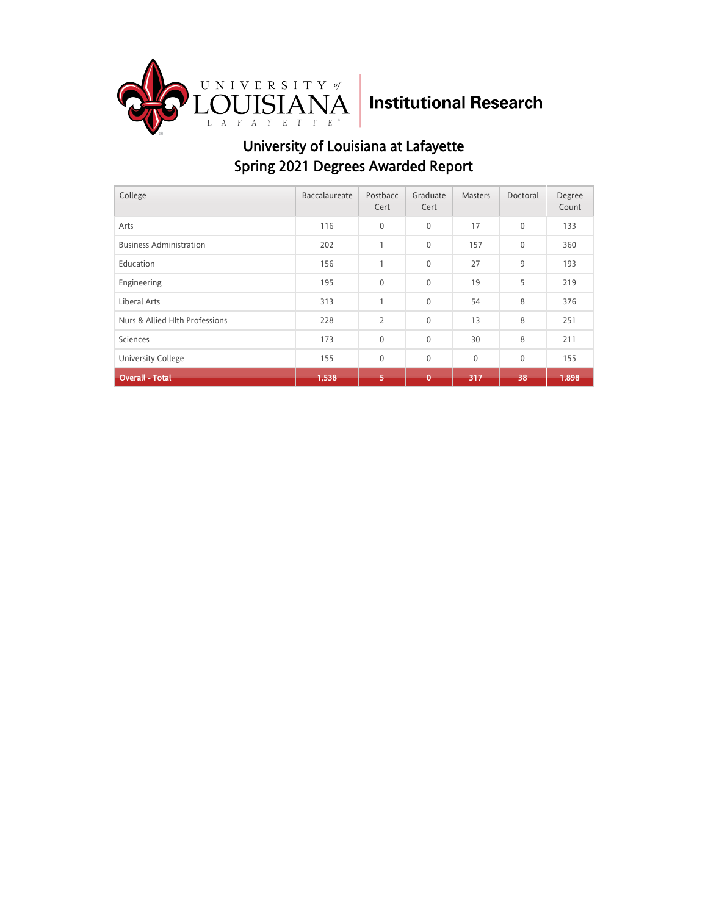UNIVERSITY of LOUISIANA LAFAYETTE | Institutional Research

# University of Louisiana at Lafayette
## Spring 2021 Degrees Awarded Report

| College | Baccalaureate | Postbacc Cert | Graduate Cert | Masters | Doctoral | Degree Count |
|---|---|---|---|---|---|---|
| Arts | 116 | 0 | 0 | 17 | 0 | 133 |
| Business Administration | 202 | 1 | 0 | 157 | 0 | 360 |
| Education | 156 | 1 | 0 | 27 | 9 | 193 |
| Engineering | 195 | 0 | 0 | 19 | 5 | 219 |
| Liberal Arts | 313 | 1 | 0 | 54 | 8 | 376 |
| Nurs & Allied Hlth Professions | 228 | 2 | 0 | 13 | 8 | 251 |
| Sciences | 173 | 0 | 0 | 30 | 8 | 211 |
| University College | 155 | 0 | 0 | 0 | 0 | 155 |
| **Overall - Total** | **1,538** | **5** | **0** | **317** | **38** | **1,898** |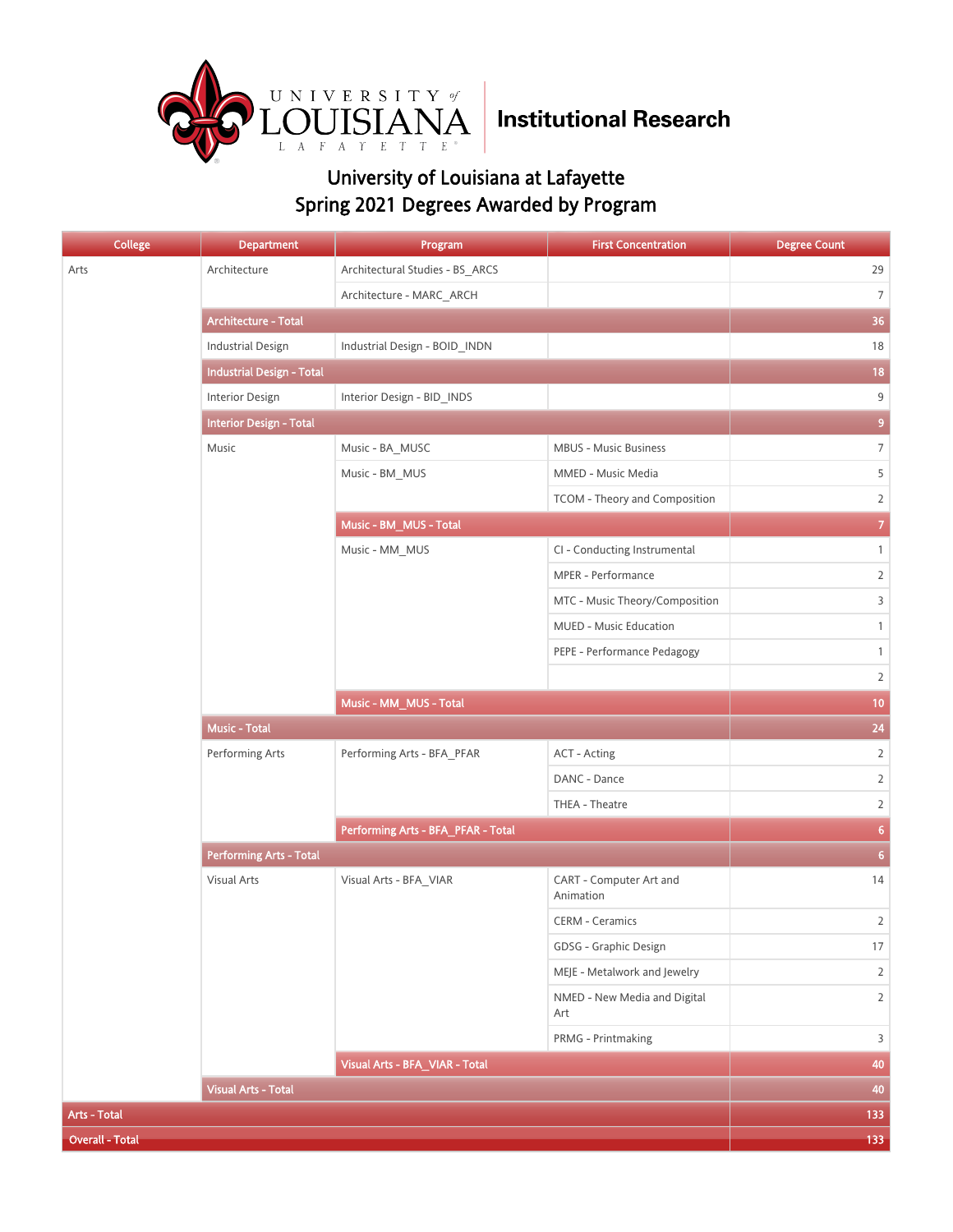University of Louisiana at Lafayette

Institutional Research

# University of Louisiana at Lafayette
## Spring 2021 Degrees Awarded by Program

| College | Department | Program | First Concentration | Degree Count |
|---|---|---|---|---|
| Arts | Architecture | Architectural Studies - BS_ARCS | | 29 |
| | | Architecture - MARC_ARCH | | 7 |
| | Architecture - Total | | | 36 |
| | Industrial Design | Industrial Design - BOID_INDN | | 18 |
| | Industrial Design - Total | | | 18 |
| | Interior Design | Interior Design - BID_INDS | | 9 |
| | Interior Design - Total | | | 9 |
| | Music | Music - BA_MUSC | MBUS - Music Business | 7 |
| | | Music - BM_MUS | MMED - Music Media | 5 |
| | | | TCOM - Theory and Composition | 2 |
| | | Music - BM_MUS - Total | | 7 |
| | | Music - MM_MUS | CI - Conducting Instrumental | 1 |
| | | | MPER - Performance | 2 |
| | | | MTC - Music Theory/Composition | 3 |
| | | | MUED - Music Education | 1 |
| | | | PEPE - Performance Pedagogy | 1 |
| | | | | 2 |
| | | Music - MM_MUS - Total | | 10 |
| | Music - Total | | | 24 |
| | Performing Arts | Performing Arts - BFA_PFAR | ACT - Acting | 2 |
| | | | DANC - Dance | 2 |
| | | | THEA - Theatre | 2 |
| | | Performing Arts - BFA_PFAR - Total | | 6 |
| | Performing Arts - Total | | | 6 |
| | Visual Arts | Visual Arts - BFA_VIAR | CART - Computer Art and Animation | 14 |
| | | | CERM - Ceramics | 2 |
| | | | GDSG - Graphic Design | 17 |
| | | | MEJE - Metalwork and Jewelry | 2 |
| | | | NMED - New Media and Digital Art | 2 |
| | | | PRMG - Printmaking | 3 |
| | | Visual Arts - BFA_VIAR - Total | | 40 |
| | Visual Arts - Total | | | 40 |
| Arts - Total | | | | 133 |
| Overall - Total | | | | 133 |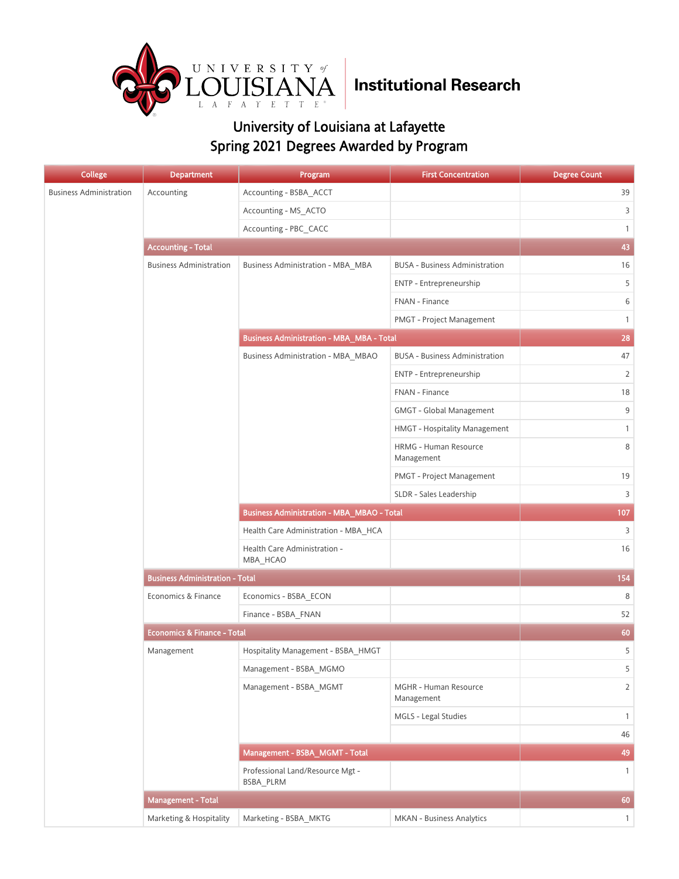# University of Louisiana at Lafayette
## Spring 2021 Degrees Awarded by Program

| College | Department | Program | First Concentration | Degree Count |
|---|---|---|---|---|
| Business Administration | Accounting | Accounting - BSBA_ACCT | | 39 |
| | | Accounting - MS_ACTO | | 3 |
| | | Accounting - PBC_CACC | | 1 |
| | **Accounting - Total** | | | **43** |
| | Business Administration | Business Administration - MBA_MBA | BUSA - Business Administration | 16 |
| | | | ENTP - Entrepreneurship | 5 |
| | | | FNAN - Finance | 6 |
| | | | PMGT - Project Management | 1 |
| | | **Business Administration - MBA_MBA - Total** | | **28** |
| | | Business Administration - MBA_MBAO | BUSA - Business Administration | 47 |
| | | | ENTP - Entrepreneurship | 2 |
| | | | FNAN - Finance | 18 |
| | | | GMGT - Global Management | 9 |
| | | | HMGT - Hospitality Management | 1 |
| | | | HRMG - Human Resource Management | 8 |
| | | | PMGT - Project Management | 19 |
| | | | SLDR - Sales Leadership | 3 |
| | | **Business Administration - MBA_MBAO - Total** | | **107** |
| | | Health Care Administration - MBA_HCA | | 3 |
| | | Health Care Administration - MBA_HCAO | | 16 |
| | **Business Administration - Total** | | | **154** |
| | Economics & Finance | Economics - BSBA_ECON | | 8 |
| | | Finance - BSBA_FNAN | | 52 |
| | **Economics & Finance - Total** | | | **60** |
| | Management | Hospitality Management - BSBA_HMGT | | 5 |
| | | Management - BSBA_MGMO | | 5 |
| | | Management - BSBA_MGMT | MGHR - Human Resource Management | 2 |
| | | | MGLS - Legal Studies | 1 |
| | | | | 46 |
| | | **Management - BSBA_MGMT - Total** | | **49** |
| | | Professional Land/Resource Mgt - BSBA_PLRM | | 1 |
| | **Management - Total** | | | **60** |
| | Marketing & Hospitality | Marketing - BSBA_MKTG | MKAN - Business Analytics | 1 |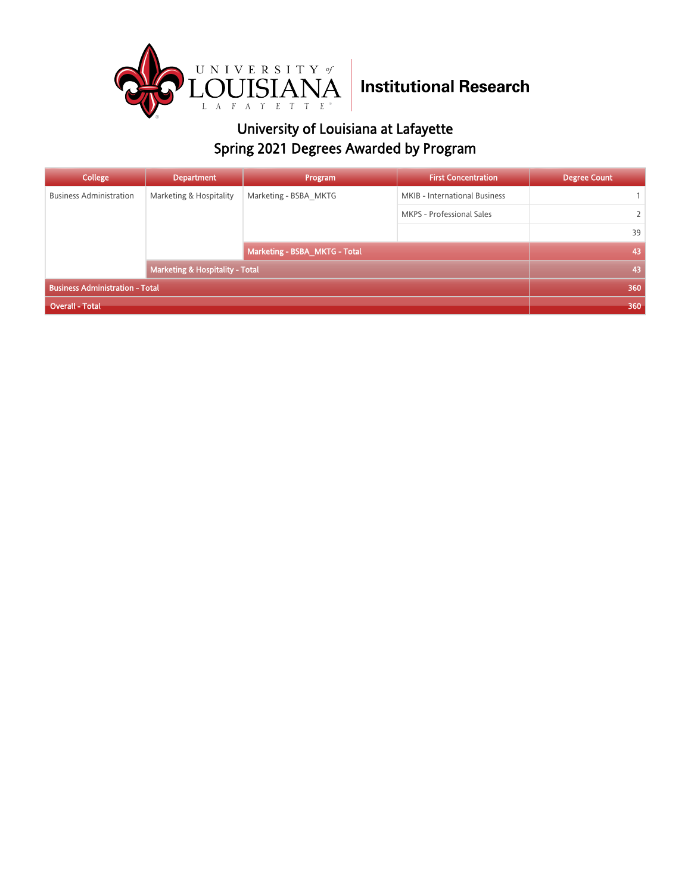University of Louisiana at Lafayette

Institutional Research

# University of Louisiana at Lafayette
## Spring 2021 Degrees Awarded by Program

| College | Department | Program | First Concentration | Degree Count |
|---|---|---|---|---|
| Business Administration | Marketing & Hospitality | Marketing - BSBA_MKTG | MKIB - International Business | 1 |
| | | | MKPS - Professional Sales | 2 |
| | | | | 39 |
| | | Marketing - BSBA_MKTG - Total | | 43 |
| | Marketing & Hospitality - Total | | | 43 |
| Business Administration - Total | | | | 360 |
| Overall - Total | | | | 360 |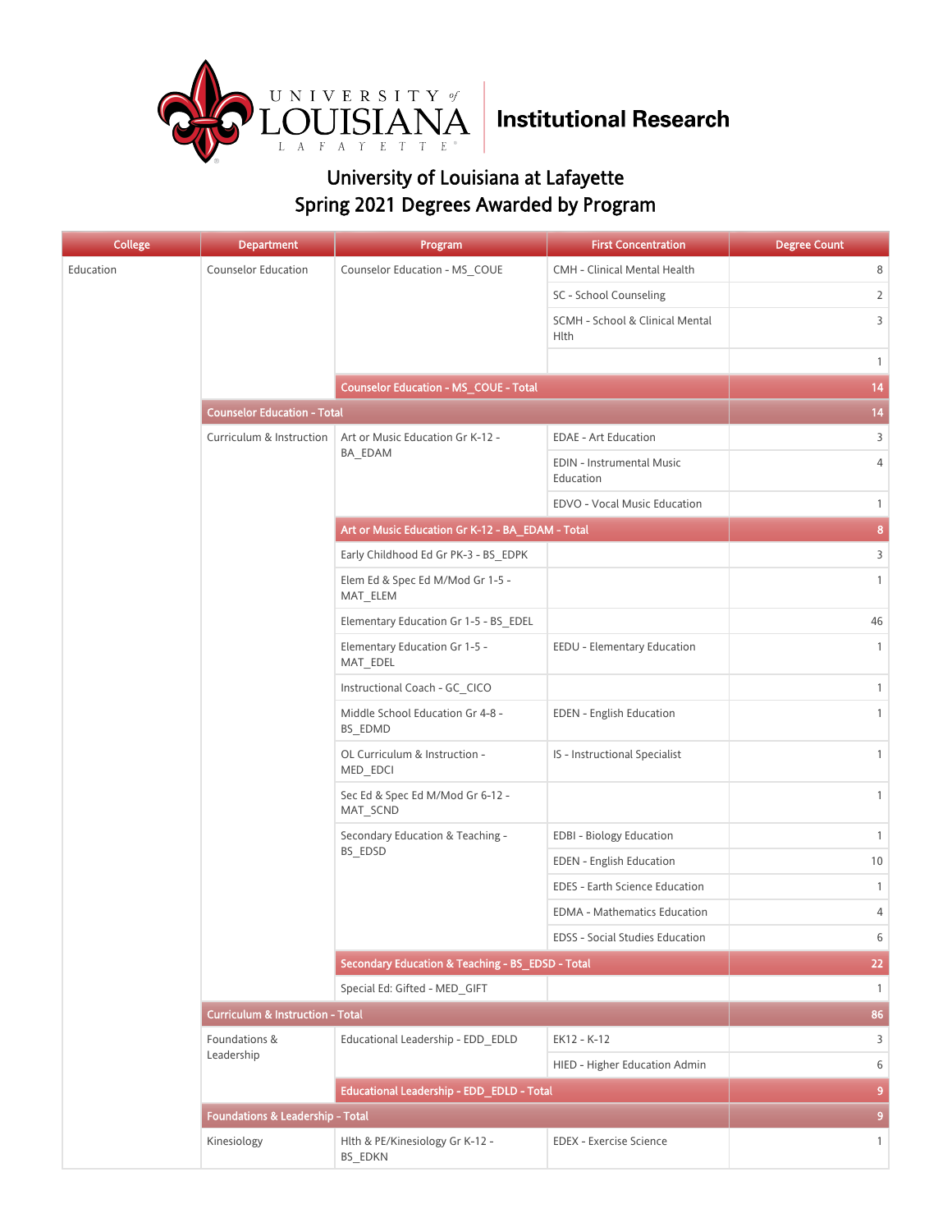# University of Louisiana at Lafayette Institutional Research

## University of Louisiana at Lafayette
## Spring 2021 Degrees Awarded by Program

| College | Department | Program | First Concentration | Degree Count |
|---|---|---|---|---|
| Education | Counselor Education | Counselor Education - MS_COUE | CMH - Clinical Mental Health | 8 |
| | | | SC - School Counseling | 2 |
| | | | SCMH - School & Clinical Mental Hlth | 3 |
| | | | | 1 |
| | | **Counselor Education - MS_COUE - Total** | | **14** |
| | **Counselor Education - Total** | | | **14** |
| | Curriculum & Instruction | Art or Music Education Gr K-12 - BA_EDAM | EDAE - Art Education | 3 |
| | | | EDIN - Instrumental Music Education | 4 |
| | | | EDVO - Vocal Music Education | 1 |
| | | **Art or Music Education Gr K-12 - BA_EDAM - Total** | | **8** |
| | | Early Childhood Ed Gr PK-3 - BS_EDPK | | 3 |
| | | Elem Ed & Spec Ed M/Mod Gr 1-5 - MAT_ELEM | | 1 |
| | | Elementary Education Gr 1-5 - BS_EDEL | | 46 |
| | | Elementary Education Gr 1-5 - MAT_EDEL | EEDU - Elementary Education | 1 |
| | | Instructional Coach - GC_CICO | | 1 |
| | | Middle School Education Gr 4-8 - BS_EDMD | EDEN - English Education | 1 |
| | | OL Curriculum & Instruction - MED_EDCI | IS - Instructional Specialist | 1 |
| | | Sec Ed & Spec Ed M/Mod Gr 6-12 - MAT_SCND | | 1 |
| | | Secondary Education & Teaching - BS_EDSD | EDBI - Biology Education | 1 |
| | | | EDEN - English Education | 10 |
| | | | EDES - Earth Science Education | 1 |
| | | | EDMA - Mathematics Education | 4 |
| | | | EDSS - Social Studies Education | 6 |
| | | **Secondary Education & Teaching - BS_EDSD - Total** | | **22** |
| | | Special Ed: Gifted - MED_GIFT | | 1 |
| | **Curriculum & Instruction - Total** | | | **86** |
| | Foundations & Leadership | Educational Leadership - EDD_EDLD | EK12 - K-12 | 3 |
| | | | HIED - Higher Education Admin | 6 |
| | | **Educational Leadership - EDD_EDLD - Total** | | **9** |
| | **Foundations & Leadership - Total** | | | **9** |
| | Kinesiology | Hlth & PE/Kinesiology Gr K-12 - BS_EDKN | EDEX - Exercise Science | 1 |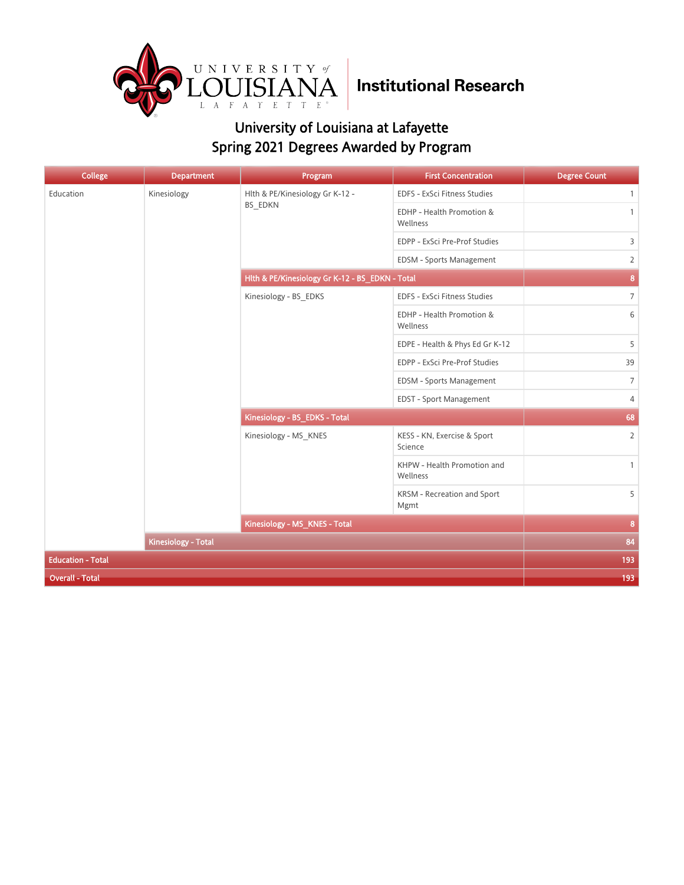University of Louisiana at Lafayette
Institutional Research

# University of Louisiana at Lafayette
## Spring 2021 Degrees Awarded by Program

| College | Department | Program | First Concentration | Degree Count |
|---|---|---|---|---|
| Education | Kinesiology | Hlth & PE/Kinesiology Gr K-12 - BS_EDKN | EDFS - ExSci Fitness Studies | 1 |
| | | | EDHP - Health Promotion & Wellness | 1 |
| | | | EDPP - ExSci Pre-Prof Studies | 3 |
| | | | EDSM - Sports Management | 2 |
| | | Hlth & PE/Kinesiology Gr K-12 - BS_EDKN - Total | | 8 |
| | | Kinesiology - BS_EDKS | EDFS - ExSci Fitness Studies | 7 |
| | | | EDHP - Health Promotion & Wellness | 6 |
| | | | EDPE - Health & Phys Ed Gr K-12 | 5 |
| | | | EDPP - ExSci Pre-Prof Studies | 39 |
| | | | EDSM - Sports Management | 7 |
| | | | EDST - Sport Management | 4 |
| | | Kinesiology - BS_EDKS - Total | | 68 |
| | | Kinesiology - MS_KNES | KESS - KN, Exercise & Sport Science | 2 |
| | | | KHPW - Health Promotion and Wellness | 1 |
| | | | KRSM - Recreation and Sport Mgmt | 5 |
| | | Kinesiology - MS_KNES - Total | | 8 |
| | Kinesiology - Total | | | 84 |
| Education - Total | | | | 193 |
| Overall - Total | | | | 193 |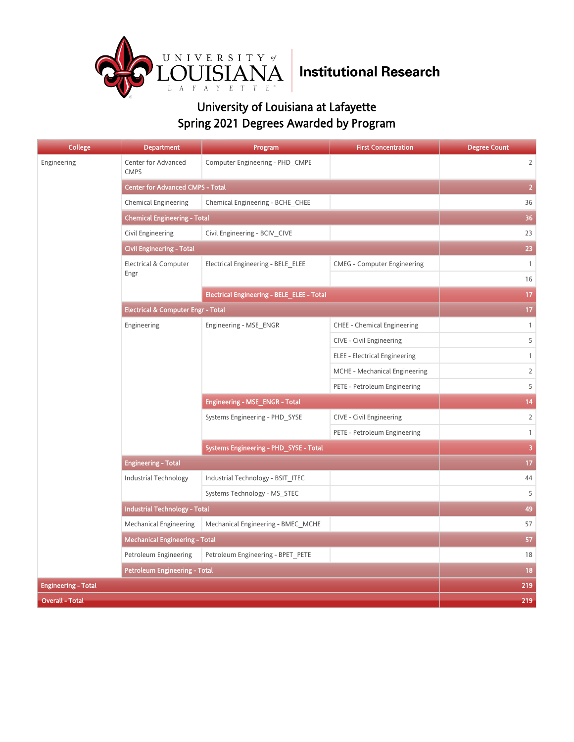University of Louisiana Institutional Research

# University of Louisiana at Lafayette
## Spring 2021 Degrees Awarded by Program

| College | Department | Program | First Concentration | Degree Count |
|---|---|---|---|---|
| Engineering | Center for Advanced CMPS | Computer Engineering - PHD_CMPE | | 2 |
| | Center for Advanced CMPS - Total | | | 2 |
| | Chemical Engineering | Chemical Engineering - BCHE_CHEE | | 36 |
| | Chemical Engineering - Total | | | 36 |
| | Civil Engineering | Civil Engineering - BCIV_CIVE | | 23 |
| | Civil Engineering - Total | | | 23 |
| | Electrical & Computer Engr | Electrical Engineering - BELE_ELEE | CMEG - Computer Engineering | 1 |
| | | | | 16 |
| | | Electrical Engineering - BELE_ELEE - Total | | 17 |
| | Electrical & Computer Engr - Total | | | 17 |
| | Engineering | Engineering - MSE_ENGR | CHEE - Chemical Engineering | 1 |
| | | | CIVE - Civil Engineering | 5 |
| | | | ELEE - Electrical Engineering | 1 |
| | | | MCHE - Mechanical Engineering | 2 |
| | | | PETE - Petroleum Engineering | 5 |
| | | Engineering - MSE_ENGR - Total | | 14 |
| | | Systems Engineering - PHD_SYSE | CIVE - Civil Engineering | 2 |
| | | | PETE - Petroleum Engineering | 1 |
| | | Systems Engineering - PHD_SYSE - Total | | 3 |
| | Engineering - Total | | | 17 |
| | Industrial Technology | Industrial Technology - BSIT_ITEC | | 44 |
| | | Systems Technology - MS_STEC | | 5 |
| | Industrial Technology - Total | | | 49 |
| | Mechanical Engineering | Mechanical Engineering - BMEC_MCHE | | 57 |
| | Mechanical Engineering - Total | | | 57 |
| | Petroleum Engineering | Petroleum Engineering - BPET_PETE | | 18 |
| | Petroleum Engineering - Total | | | 18 |
| Engineering - Total | | | | 219 |
| Overall - Total | | | | 219 |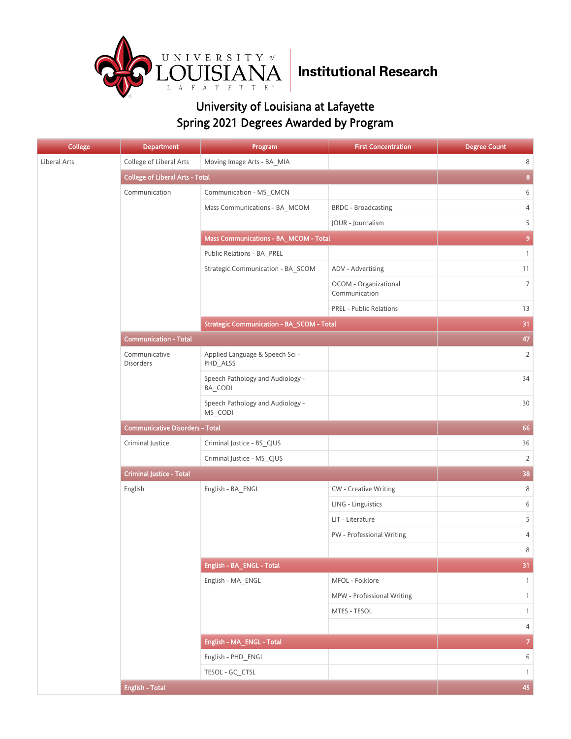# University of Louisiana at Lafayette

## Institutional Research

## University of Louisiana at Lafayette
## Spring 2021 Degrees Awarded by Program

| College | Department | Program | First Concentration | Degree Count |
|---|---|---|---|---|
| Liberal Arts | College of Liberal Arts | Moving Image Arts - BA_MIA | | 8 |
| | College of Liberal Arts - Total | | | 8 |
| | Communication | Communication - MS_CMCN | | 6 |
| | | Mass Communications - BA_MCOM | BRDC - Broadcasting | 4 |
| | | | JOUR - Journalism | 5 |
| | | Mass Communications - BA_MCOM - Total | | 9 |
| | | Public Relations - BA_PREL | | 1 |
| | | Strategic Communication - BA_SCOM | ADV - Advertising | 11 |
| | | | OCOM - Organizational Communication | 7 |
| | | | PREL - Public Relations | 13 |
| | | Strategic Communication - BA_SCOM - Total | | 31 |
| | Communication - Total | | | 47 |
| | Communicative Disorders | Applied Language & Speech Sci - PHD_ALSS | | 2 |
| | | Speech Pathology and Audiology - BA_CODI | | 34 |
| | | Speech Pathology and Audiology - MS_CODI | | 30 |
| | Communicative Disorders - Total | | | 66 |
| | Criminal Justice | Criminal Justice - BS_CJUS | | 36 |
| | | Criminal Justice - MS_CJUS | | 2 |
| | Criminal Justice - Total | | | 38 |
| | English | English - BA_ENGL | CW - Creative Writing | 8 |
| | | | LING - Linguistics | 6 |
| | | | LIT - Literature | 5 |
| | | | PW - Professional Writing | 4 |
| | | | | 8 |
| | | English - BA_ENGL - Total | | 31 |
| | | English - MA_ENGL | MFOL - Folklore | 1 |
| | | | MPW - Professional Writing | 1 |
| | | | MTES - TESOL | 1 |
| | | | | 4 |
| | | English - MA_ENGL - Total | | 7 |
| | | English - PHD_ENGL | | 6 |
| | | TESOL - GC_CTSL | | 1 |
| | English - Total | | | 45 |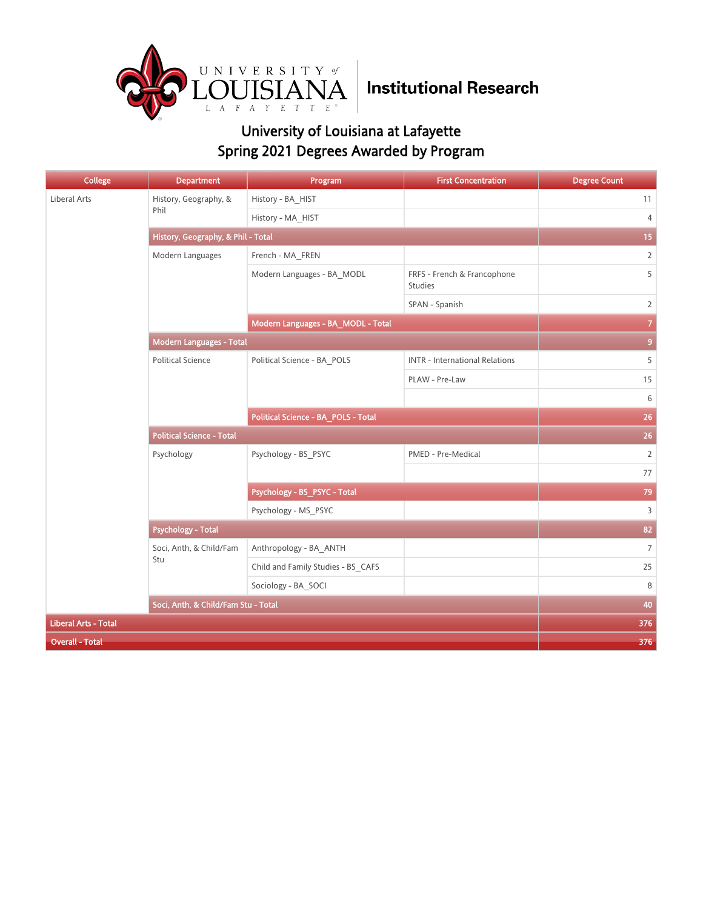University of Louisiana Lafayette — Institutional Research

# University of Louisiana at Lafayette
## Spring 2021 Degrees Awarded by Program

| College | Department | Program | First Concentration | Degree Count |
|---|---|---|---|---|
| Liberal Arts | History, Geography, & Phil | History - BA_HIST | | 11 |
| | | History - MA_HIST | | 4 |
| | **History, Geography, & Phil - Total** | | | **15** |
| | Modern Languages | French - MA_FREN | | 2 |
| | | Modern Languages - BA_MODL | FRFS - French & Francophone Studies | 5 |
| | | | SPAN - Spanish | 2 |
| | | **Modern Languages - BA_MODL - Total** | | **7** |
| | **Modern Languages - Total** | | | **9** |
| | Political Science | Political Science - BA_POLS | INTR - International Relations | 5 |
| | | | PLAW - Pre-Law | 15 |
| | | | | 6 |
| | | **Political Science - BA_POLS - Total** | | **26** |
| | **Political Science - Total** | | | **26** |
| | Psychology | Psychology - BS_PSYC | PMED - Pre-Medical | 2 |
| | | | | 77 |
| | | **Psychology - BS_PSYC - Total** | | **79** |
| | | Psychology - MS_PSYC | | 3 |
| | **Psychology - Total** | | | **82** |
| | Soci, Anth, & Child/Fam Stu | Anthropology - BA_ANTH | | 7 |
| | | Child and Family Studies - BS_CAFS | | 25 |
| | | Sociology - BA_SOCI | | 8 |
| | **Soci, Anth, & Child/Fam Stu - Total** | | | **40** |
| **Liberal Arts - Total** | | | | **376** |
| **Overall - Total** | | | | **376** |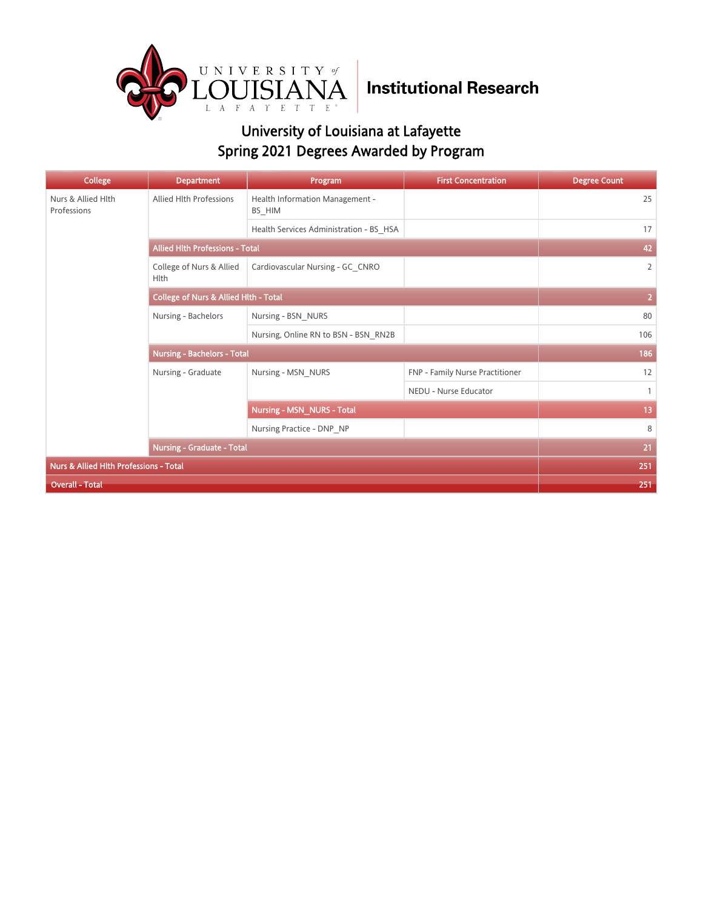Institutional Research

# University of Louisiana at Lafayette
## Spring 2021 Degrees Awarded by Program

| College | Department | Program | First Concentration | Degree Count |
|---|---|---|---|---|
| Nurs & Allied Hlth Professions | Allied Hlth Professions | Health Information Management - BS_HIM | | 25 |
| | | Health Services Administration - BS_HSA | | 17 |
| | **Allied Hlth Professions - Total** | | | **42** |
| | College of Nurs & Allied Hlth | Cardiovascular Nursing - GC_CNRO | | 2 |
| | **College of Nurs & Allied Hlth - Total** | | | **2** |
| | Nursing - Bachelors | Nursing - BSN_NURS | | 80 |
| | | Nursing, Online RN to BSN - BSN_RN2B | | 106 |
| | **Nursing - Bachelors - Total** | | | **186** |
| | Nursing - Graduate | Nursing - MSN_NURS | FNP - Family Nurse Practitioner | 12 |
| | | | NEDU - Nurse Educator | 1 |
| | | **Nursing - MSN_NURS - Total** | | **13** |
| | | Nursing Practice - DNP_NP | | 8 |
| | **Nursing - Graduate - Total** | | | **21** |
| **Nurs & Allied Hlth Professions - Total** | | | | **251** |
| **Overall - Total** | | | | **251** |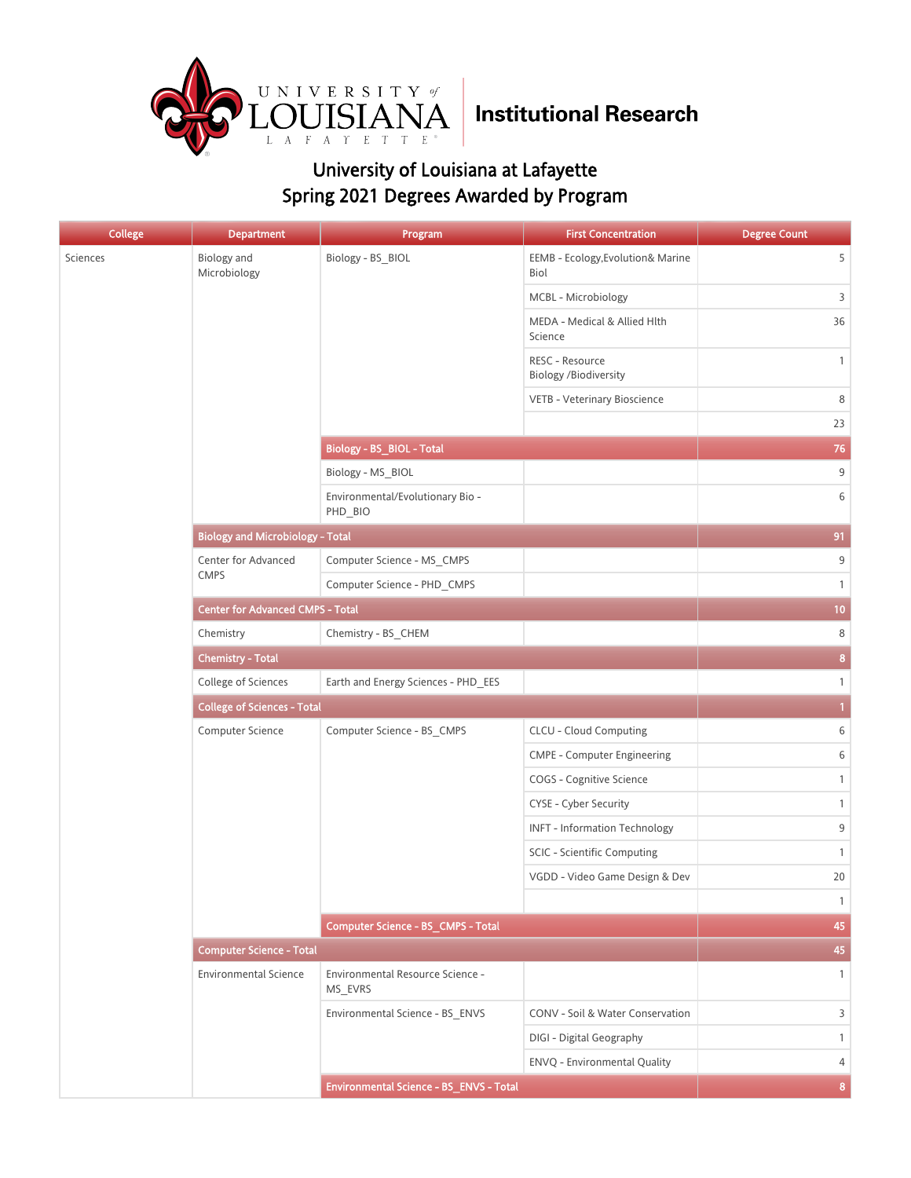University of Louisiana at Lafayette – Institutional Research

# University of Louisiana at Lafayette
## Spring 2021 Degrees Awarded by Program

| College | Department | Program | First Concentration | Degree Count |
|---|---|---|---|---|
| Sciences | Biology and Microbiology | Biology - BS_BIOL | EEMB - Ecology,Evolution& Marine Biol | 5 |
| | | | MCBL - Microbiology | 3 |
| | | | MEDA - Medical & Allied Hlth Science | 36 |
| | | | RESC - Resource Biology /Biodiversity | 1 |
| | | | VETB - Veterinary Bioscience | 8 |
| | | | | 23 |
| | | Biology - BS_BIOL - Total | | 76 |
| | | Biology - MS_BIOL | | 9 |
| | | Environmental/Evolutionary Bio - PHD_BIO | | 6 |
| | Biology and Microbiology - Total | | | 91 |
| | Center for Advanced CMPS | Computer Science - MS_CMPS | | 9 |
| | | Computer Science - PHD_CMPS | | 1 |
| | Center for Advanced CMPS - Total | | | 10 |
| | Chemistry | Chemistry - BS_CHEM | | 8 |
| | Chemistry - Total | | | 8 |
| | College of Sciences | Earth and Energy Sciences - PHD_EES | | 1 |
| | College of Sciences - Total | | | 1 |
| | Computer Science | Computer Science - BS_CMPS | CLCU - Cloud Computing | 6 |
| | | | CMPE - Computer Engineering | 6 |
| | | | COGS - Cognitive Science | 1 |
| | | | CYSE - Cyber Security | 1 |
| | | | INFT - Information Technology | 9 |
| | | | SCIC - Scientific Computing | 1 |
| | | | VGDD - Video Game Design & Dev | 20 |
| | | | | 1 |
| | | Computer Science - BS_CMPS - Total | | 45 |
| | Computer Science - Total | | | 45 |
| | Environmental Science | Environmental Resource Science - MS_EVRS | | 1 |
| | | Environmental Science - BS_ENVS | CONV - Soil & Water Conservation | 3 |
| | | | DIGI - Digital Geography | 1 |
| | | | ENVQ - Environmental Quality | 4 |
| | | Environmental Science - BS_ENVS - Total | | 8 |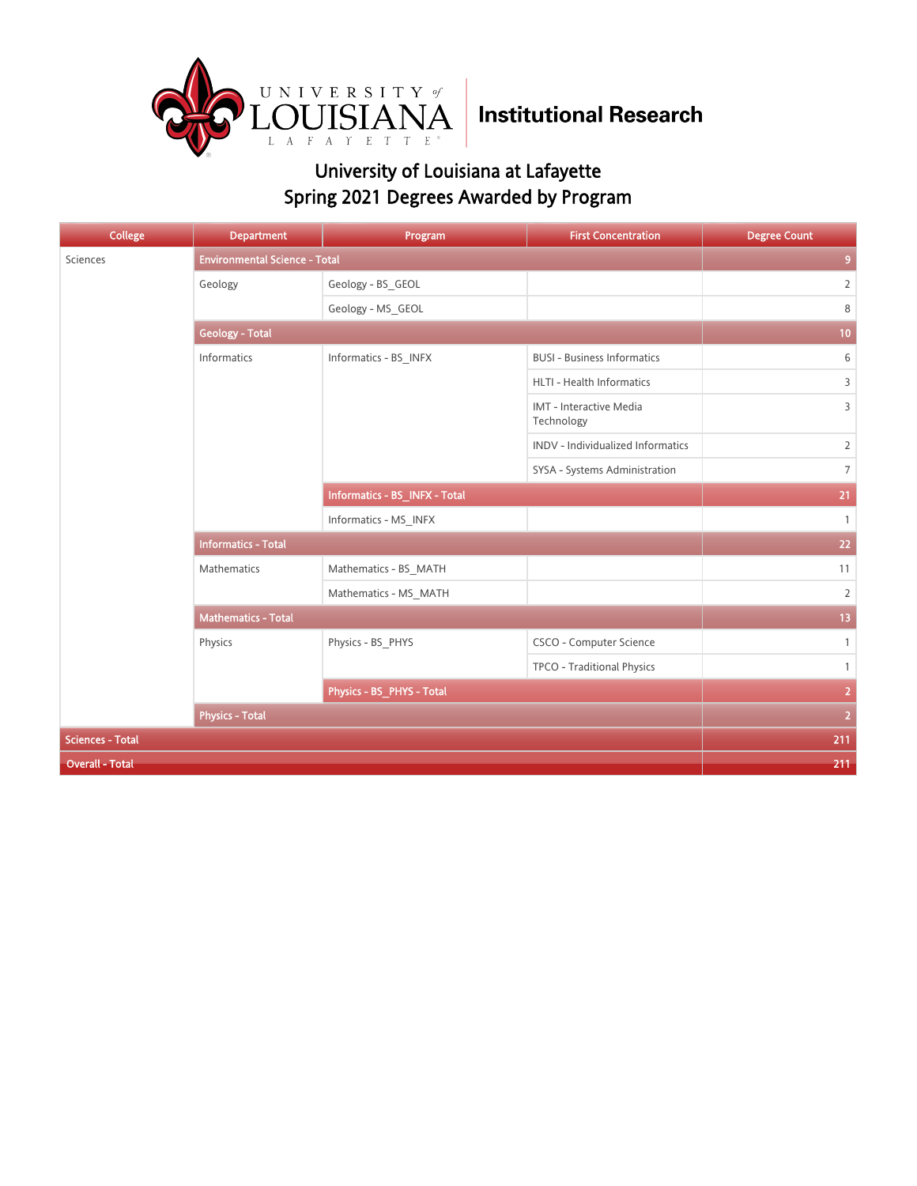University of Louisiana at Lafayette
Institutional Research

# University of Louisiana at Lafayette
## Spring 2021 Degrees Awarded by Program

| College | Department | Program | First Concentration | Degree Count |
|---|---|---|---|---|
| Sciences | Environmental Science - Total | | | 9 |
| | Geology | Geology - BS_GEOL | | 2 |
| | | Geology - MS_GEOL | | 8 |
| | Geology - Total | | | 10 |
| | Informatics | Informatics - BS_INFX | BUSI - Business Informatics | 6 |
| | | | HLTI - Health Informatics | 3 |
| | | | IMT - Interactive Media Technology | 3 |
| | | | INDV - Individualized Informatics | 2 |
| | | | SYSA - Systems Administration | 7 |
| | | Informatics - BS_INFX - Total | | 21 |
| | | Informatics - MS_INFX | | 1 |
| | Informatics - Total | | | 22 |
| | Mathematics | Mathematics - BS_MATH | | 11 |
| | | Mathematics - MS_MATH | | 2 |
| | Mathematics - Total | | | 13 |
| | Physics | Physics - BS_PHYS | CSCO - Computer Science | 1 |
| | | | TPCO - Traditional Physics | 1 |
| | | Physics - BS_PHYS - Total | | 2 |
| | Physics - Total | | | 2 |
| Sciences - Total | | | | 211 |
| Overall - Total | | | | 211 |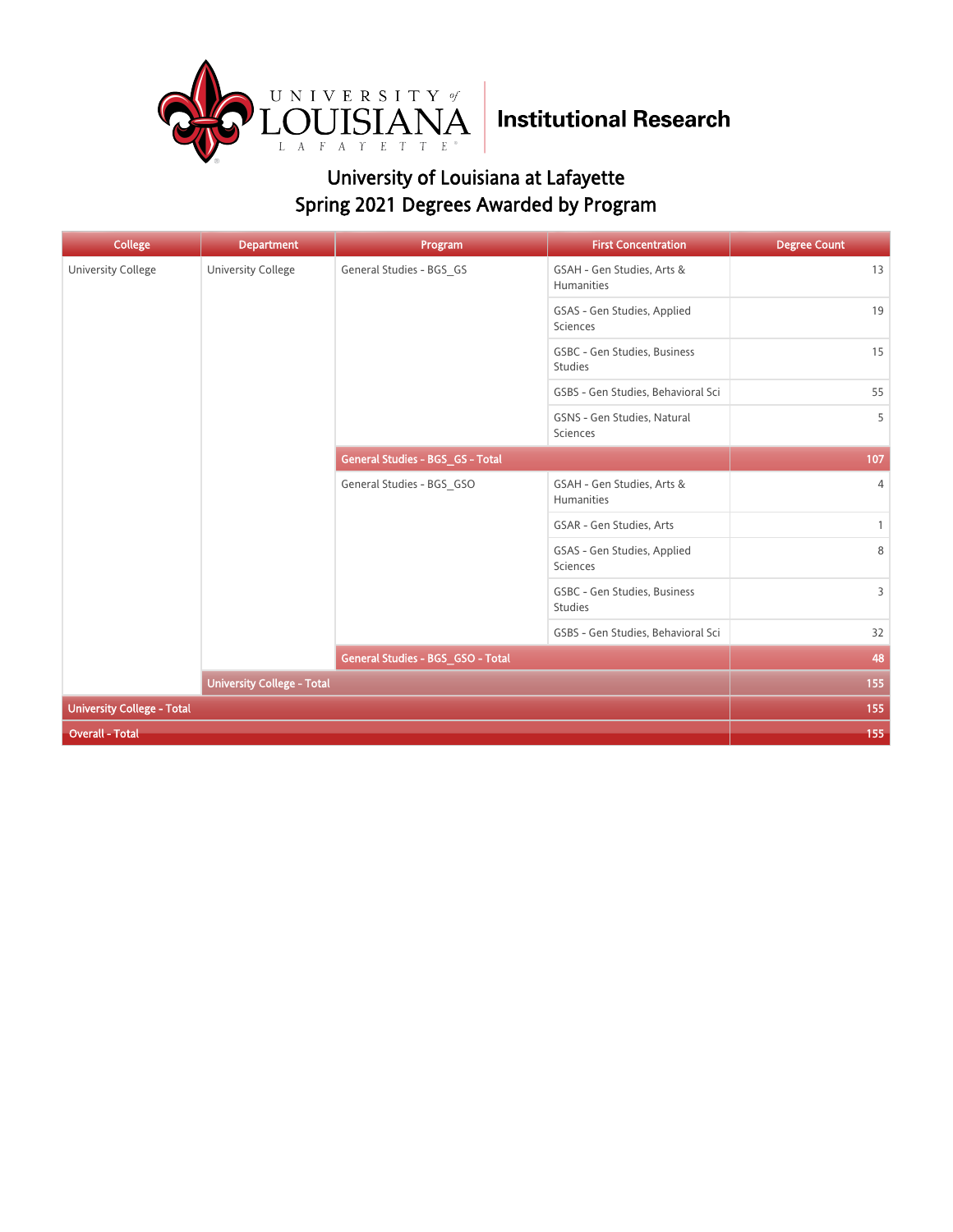University of Louisiana at Lafayette

Institutional Research

# University of Louisiana at Lafayette
## Spring 2021 Degrees Awarded by Program

| College | Department | Program | First Concentration | Degree Count |
|---|---|---|---|---|
| University College | University College | General Studies - BGS_GS | GSAH - Gen Studies, Arts & Humanities | 13 |
| | | | GSAS - Gen Studies, Applied Sciences | 19 |
| | | | GSBC - Gen Studies, Business Studies | 15 |
| | | | GSBS - Gen Studies, Behavioral Sci | 55 |
| | | | GSNS - Gen Studies, Natural Sciences | 5 |
| | | General Studies - BGS_GS - Total | | 107 |
| | | General Studies - BGS_GSO | GSAH - Gen Studies, Arts & Humanities | 4 |
| | | | GSAR - Gen Studies, Arts | 1 |
| | | | GSAS - Gen Studies, Applied Sciences | 8 |
| | | | GSBC - Gen Studies, Business Studies | 3 |
| | | | GSBS - Gen Studies, Behavioral Sci | 32 |
| | | General Studies - BGS_GSO - Total | | 48 |
| | University College - Total | | | 155 |
| University College - Total | | | | 155 |
| Overall - Total | | | | 155 |